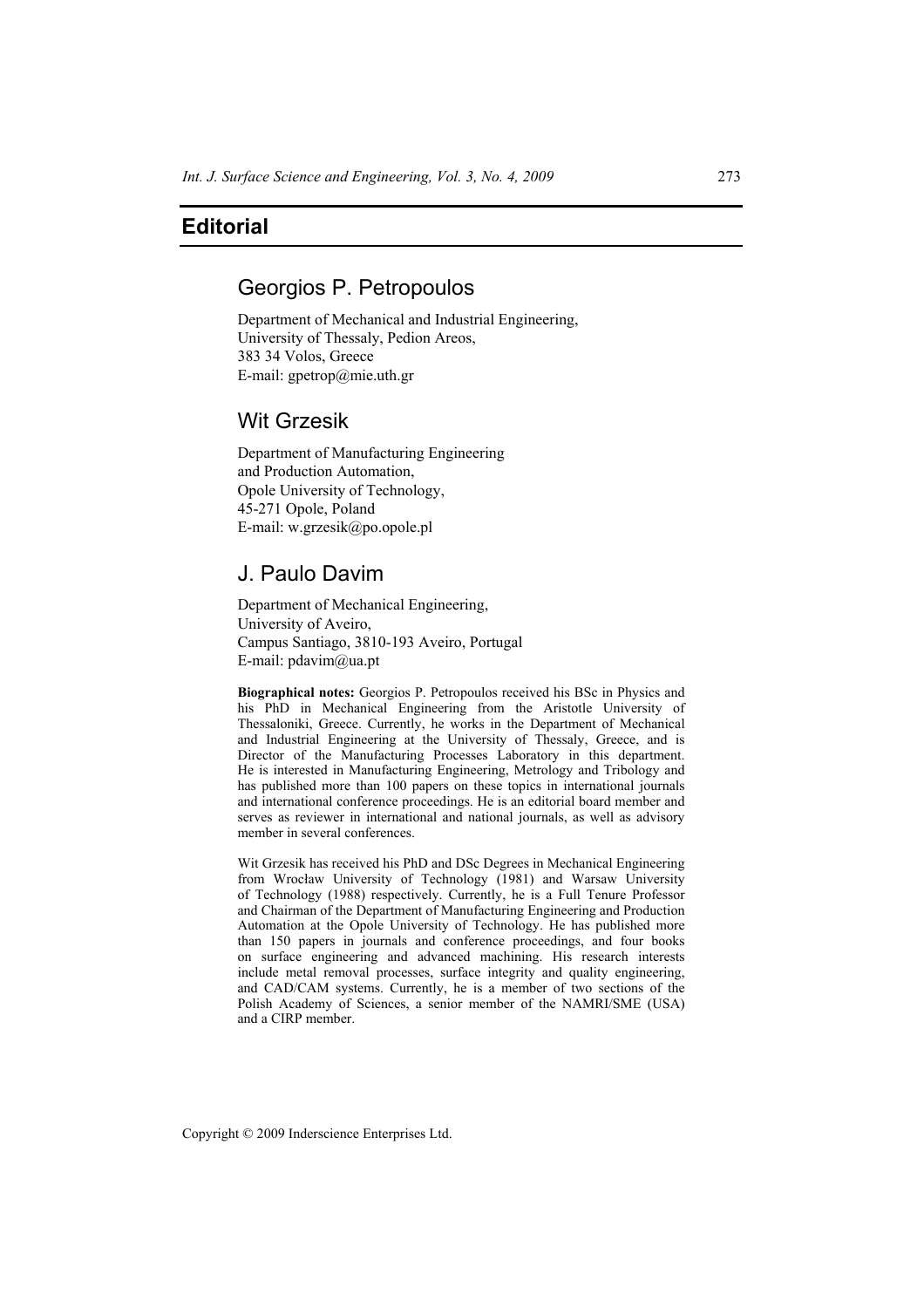# Editorial

## Georgios P. Petropoulos

Department of Mechanical and Industrial Engineering,
University of Thessaly, Pedion Areos,
383 34 Volos, Greece
E-mail: gpetrop@mie.uth.gr

## Wit Grzesik

Department of Manufacturing Engineering
and Production Automation,
Opole University of Technology,
45-271 Opole, Poland
E-mail: w.grzesik@po.opole.pl

## J. Paulo Davim

Department of Mechanical Engineering,
University of Aveiro,
Campus Santiago, 3810-193 Aveiro, Portugal
E-mail: pdavim@ua.pt

**Biographical notes:** Georgios P. Petropoulos received his BSc in Physics and his PhD in Mechanical Engineering from the Aristotle University of Thessaloniki, Greece. Currently, he works in the Department of Mechanical and Industrial Engineering at the University of Thessaly, Greece, and is Director of the Manufacturing Processes Laboratory in this department. He is interested in Manufacturing Engineering, Metrology and Tribology and has published more than 100 papers on these topics in international journals and international conference proceedings. He is an editorial board member and serves as reviewer in international and national journals, as well as advisory member in several conferences.

Wit Grzesik has received his PhD and DSc Degrees in Mechanical Engineering from Wrocław University of Technology (1981) and Warsaw University of Technology (1988) respectively. Currently, he is a Full Tenure Professor and Chairman of the Department of Manufacturing Engineering and Production Automation at the Opole University of Technology. He has published more than 150 papers in journals and conference proceedings, and four books on surface engineering and advanced machining. His research interests include metal removal processes, surface integrity and quality engineering, and CAD/CAM systems. Currently, he is a member of two sections of the Polish Academy of Sciences, a senior member of the NAMRI/SME (USA) and a CIRP member.

Copyright © 2009 Inderscience Enterprises Ltd.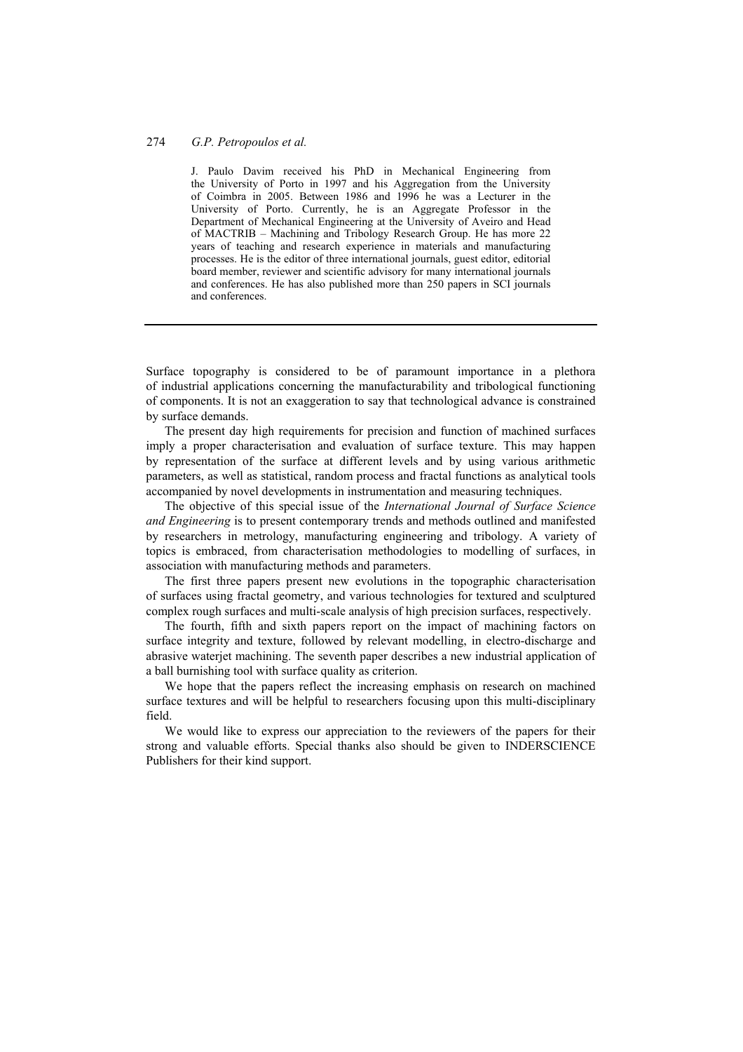J. Paulo Davim received his PhD in Mechanical Engineering from the University of Porto in 1997 and his Aggregation from the University of Coimbra in 2005. Between 1986 and 1996 he was a Lecturer in the University of Porto. Currently, he is an Aggregate Professor in the Department of Mechanical Engineering at the University of Aveiro and Head of MACTRIB – Machining and Tribology Research Group. He has more 22 years of teaching and research experience in materials and manufacturing processes. He is the editor of three international journals, guest editor, editorial board member, reviewer and scientific advisory for many international journals and conferences. He has also published more than 250 papers in SCI journals and conferences.

---

Surface topography is considered to be of paramount importance in a plethora of industrial applications concerning the manufacturability and tribological functioning of components. It is not an exaggeration to say that technological advance is constrained by surface demands.

The present day high requirements for precision and function of machined surfaces imply a proper characterisation and evaluation of surface texture. This may happen by representation of the surface at different levels and by using various arithmetic parameters, as well as statistical, random process and fractal functions as analytical tools accompanied by novel developments in instrumentation and measuring techniques.

The objective of this special issue of the *International Journal of Surface Science and Engineering* is to present contemporary trends and methods outlined and manifested by researchers in metrology, manufacturing engineering and tribology. A variety of topics is embraced, from characterisation methodologies to modelling of surfaces, in association with manufacturing methods and parameters.

The first three papers present new evolutions in the topographic characterisation of surfaces using fractal geometry, and various technologies for textured and sculptured complex rough surfaces and multi-scale analysis of high precision surfaces, respectively.

The fourth, fifth and sixth papers report on the impact of machining factors on surface integrity and texture, followed by relevant modelling, in electro-discharge and abrasive waterjet machining. The seventh paper describes a new industrial application of a ball burnishing tool with surface quality as criterion.

We hope that the papers reflect the increasing emphasis on research on machined surface textures and will be helpful to researchers focusing upon this multi-disciplinary field.

We would like to express our appreciation to the reviewers of the papers for their strong and valuable efforts. Special thanks also should be given to INDERSCIENCE Publishers for their kind support.